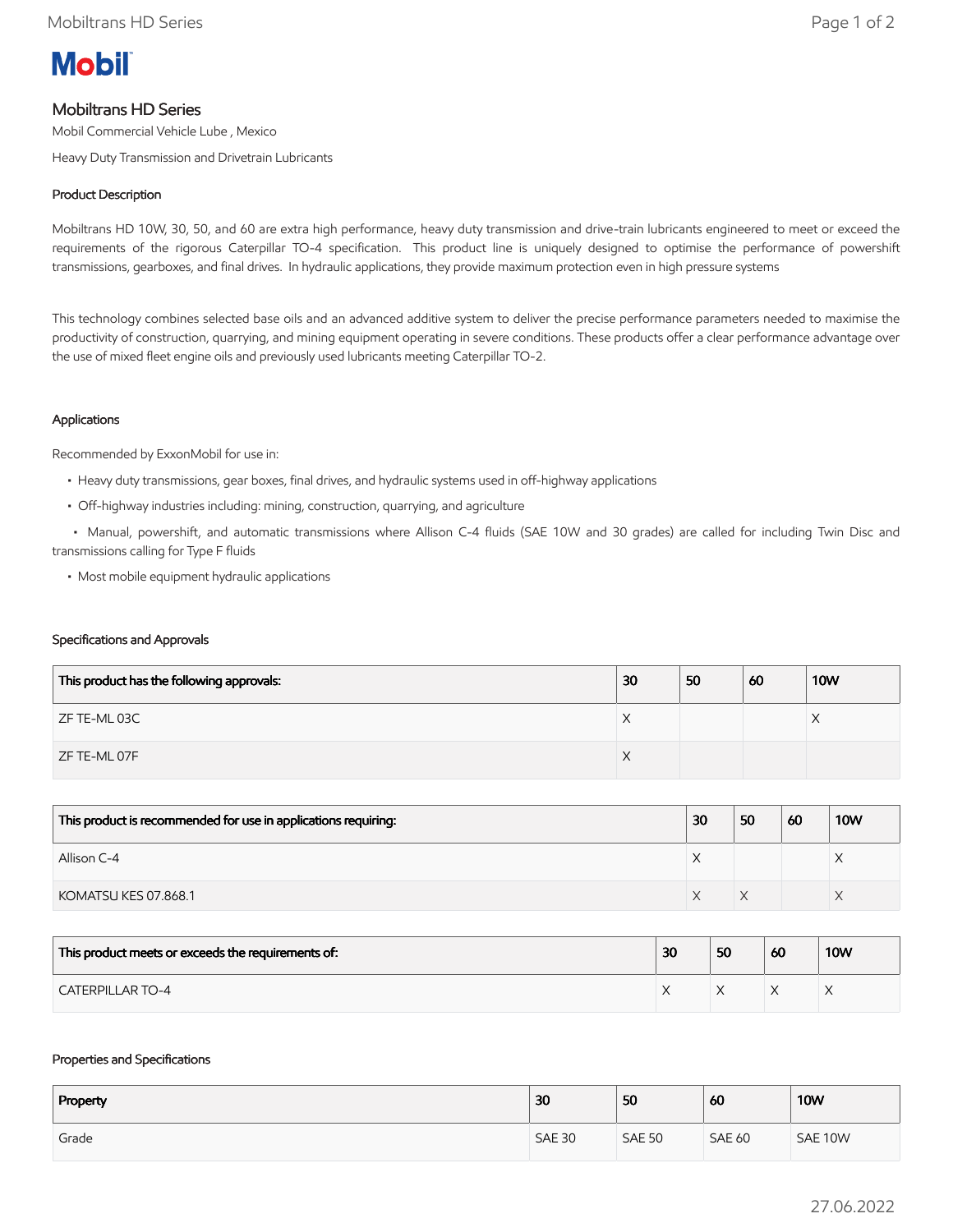# Mobiltrans HD Series

Mobil Commercial Vehicle Lube , Mexico

Heavy Duty Transmission and Drivetrain Lubricants

## Product Description

Mobiltrans HD 10W, 30, 50, and 60 are extra high performance, heavy duty transmission and drive-train lubricants engineered to meet or exceed the requirements of the rigorous Caterpillar TO-4 specification. This product line is uniquely designed to optimise the performance of powershift transmissions, gearboxes, and final drives. In hydraulic applications, they provide maximum protection even in high pressure systems

This technology combines selected base oils and an advanced additive system to deliver the precise performance parameters needed to maximise the productivity of construction, quarrying, and mining equipment operating in severe conditions. These products offer a clear performance advantage over the use of mixed fleet engine oils and previously used lubricants meeting Caterpillar TO-2.

## Applications

Recommended by ExxonMobil for use in:

- Heavy duty transmissions, gear boxes, final drives, and hydraulic systems used in off-highway applications
- Off-highway industries including: mining, construction, quarrying, and agriculture
- Manual, powershift, and automatic transmissions where Allison C-4 fluids (SAE 10W and 30 grades) are called for including Twin Disc and transmissions calling for Type F fluids
- Most mobile equipment hydraulic applications

## Specifications and Approvals

| This product has the following approvals: | 30 | 50 | 60 | 10W |
|---|---|---|---|---|
| ZF TE-ML 03C | X | | | X |
| ZF TE-ML 07F | X | | | |

| This product is recommended for use in applications requiring: | 30 | 50 | 60 | 10W |
|---|---|---|---|---|
| Allison C-4 | X | | | X |
| KOMATSU KES 07.868.1 | X | X | | X |

| This product meets or exceeds the requirements of: | 30 | 50 | 60 | 10W |
|---|---|---|---|---|
| CATERPILLAR TO-4 | X | X | X | X |

## Properties and Specifications

| Property | 30 | 50 | 60 | 10W |
|---|---|---|---|---|
| Grade | SAE 30 | SAE 50 | SAE 60 | SAE 10W |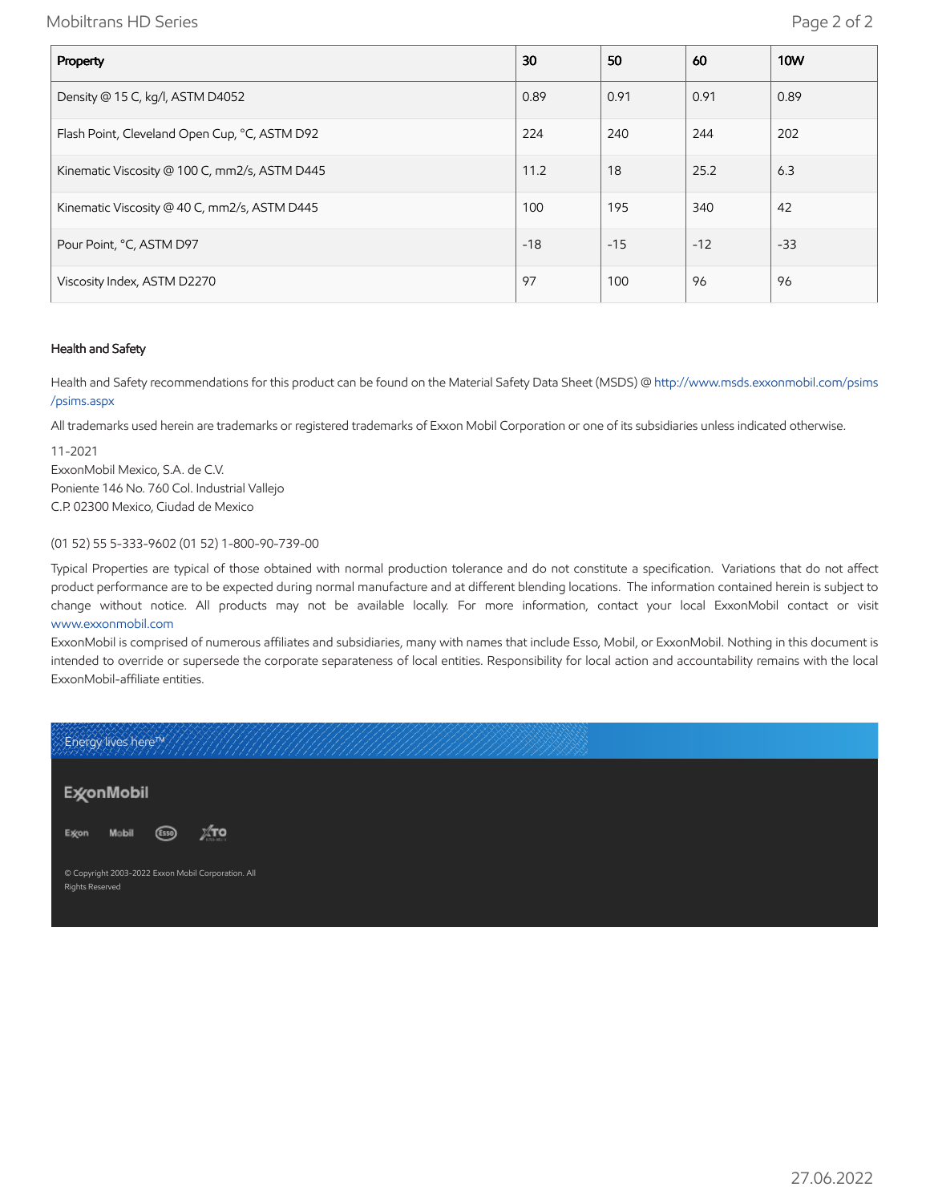| Property | 30 | 50 | 60 | 10W |
|---|---|---|---|---|
| Density @ 15 C, kg/l, ASTM D4052 | 0.89 | 0.91 | 0.91 | 0.89 |
| Flash Point, Cleveland Open Cup, °C, ASTM D92 | 224 | 240 | 244 | 202 |
| Kinematic Viscosity @ 100 C, mm2/s, ASTM D445 | 11.2 | 18 | 25.2 | 6.3 |
| Kinematic Viscosity @ 40 C, mm2/s, ASTM D445 | 100 | 195 | 340 | 42 |
| Pour Point, °C, ASTM D97 | -18 | -15 | -12 | -33 |
| Viscosity Index, ASTM D2270 | 97 | 100 | 96 | 96 |

#### Health and Safety

Health and Safety recommendations for this product can be found on the Material Safety Data Sheet (MSDS) @ http://www.msds.exxonmobil.com/psims/psims.aspx

All trademarks used herein are trademarks or registered trademarks of Exxon Mobil Corporation or one of its subsidiaries unless indicated otherwise.

11-2021
ExxonMobil Mexico, S.A. de C.V.
Poniente 146 No. 760 Col. Industrial Vallejo
C.P. 02300 Mexico, Ciudad de Mexico

(01 52) 55 5-333-9602 (01 52) 1-800-90-739-00

Typical Properties are typical of those obtained with normal production tolerance and do not constitute a specification. Variations that do not affect product performance are to be expected during normal manufacture and at different blending locations. The information contained herein is subject to change without notice. All products may not be available locally. For more information, contact your local ExxonMobil contact or visit www.exxonmobil.com

ExxonMobil is comprised of numerous affiliates and subsidiaries, many with names that include Esso, Mobil, or ExxonMobil. Nothing in this document is intended to override or supersede the corporate separateness of local entities. Responsibility for local action and accountability remains with the local ExxonMobil-affiliate entities.

Energy lives here™

ExxonMobil

Exxon Mobil Esso XTO

© Copyright 2003-2022 Exxon Mobil Corporation. All Rights Reserved